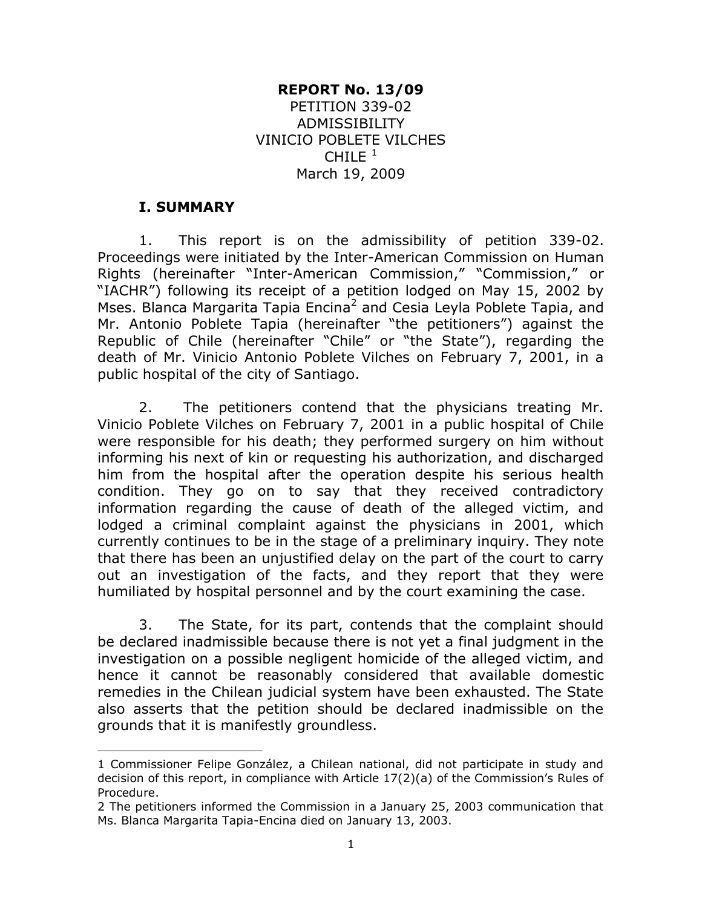**REPORT No. 13/09**
PETITION 339-02
ADMISSIBILITY
VINICIO POBLETE VILCHES
CHILE [1]
March 19, 2009

## I. SUMMARY

1. This report is on the admissibility of petition 339-02. Proceedings were initiated by the Inter-American Commission on Human Rights (hereinafter "Inter-American Commission," "Commission," or "IACHR") following its receipt of a petition lodged on May 15, 2002 by Mses. Blanca Margarita Tapia Encina[2] and Cesia Leyla Poblete Tapia, and Mr. Antonio Poblete Tapia (hereinafter "the petitioners") against the Republic of Chile (hereinafter "Chile" or "the State"), regarding the death of Mr. Vinicio Antonio Poblete Vilches on February 7, 2001, in a public hospital of the city of Santiago.

2. The petitioners contend that the physicians treating Mr. Vinicio Poblete Vilches on February 7, 2001 in a public hospital of Chile were responsible for his death; they performed surgery on him without informing his next of kin or requesting his authorization, and discharged him from the hospital after the operation despite his serious health condition. They go on to say that they received contradictory information regarding the cause of death of the alleged victim, and lodged a criminal complaint against the physicians in 2001, which currently continues to be in the stage of a preliminary inquiry. They note that there has been an unjustified delay on the part of the court to carry out an investigation of the facts, and they report that they were humiliated by hospital personnel and by the court examining the case.

3. The State, for its part, contends that the complaint should be declared inadmissible because there is not yet a final judgment in the investigation on a possible negligent homicide of the alleged victim, and hence it cannot be reasonably considered that available domestic remedies in the Chilean judicial system have been exhausted. The State also asserts that the petition should be declared inadmissible on the grounds that it is manifestly groundless.

---

1 Commissioner Felipe González, a Chilean national, did not participate in study and decision of this report, in compliance with Article 17(2)(a) of the Commission's Rules of Procedure.

2 The petitioners informed the Commission in a January 25, 2003 communication that Ms. Blanca Margarita Tapia-Encina died on January 13, 2003.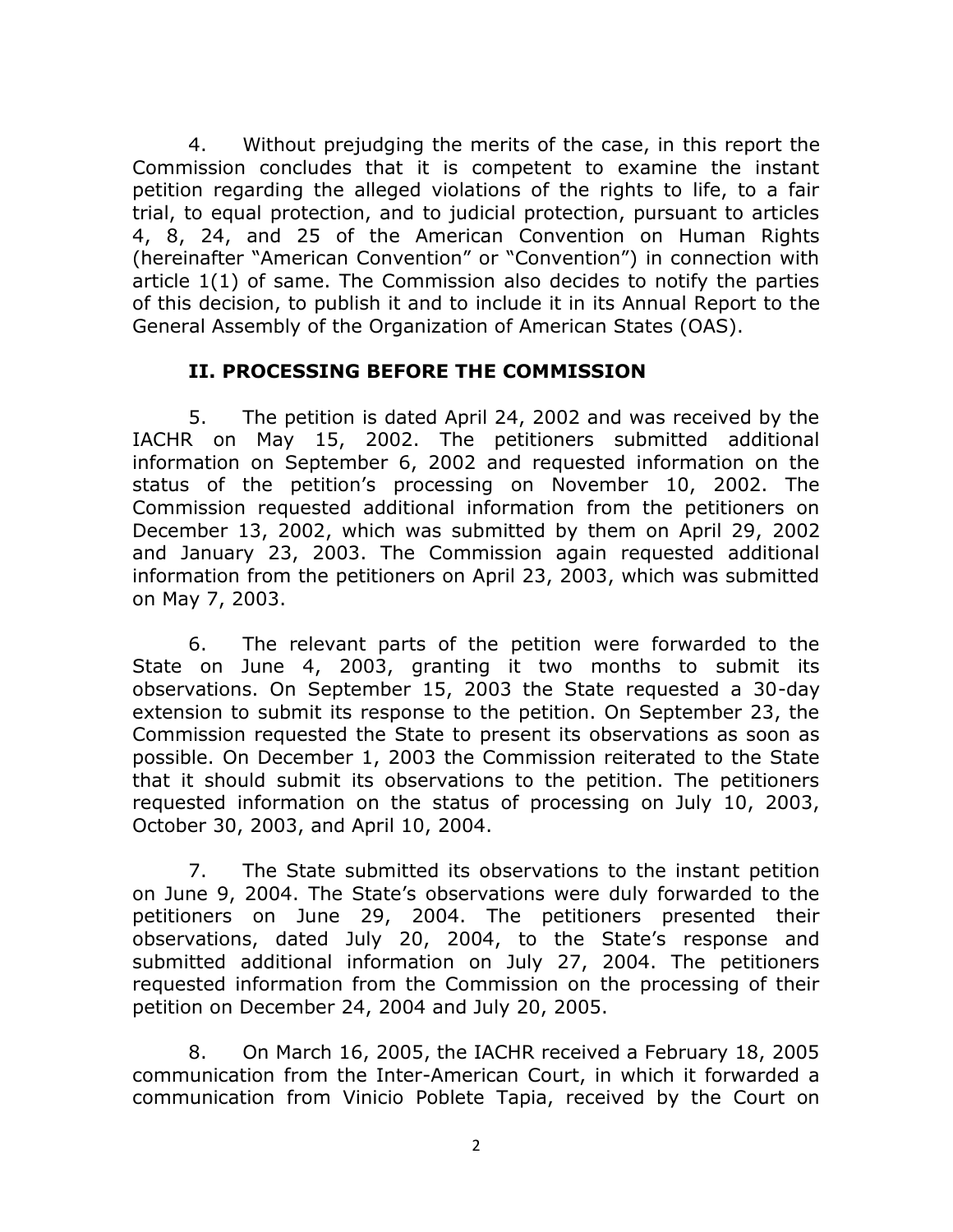4. Without prejudging the merits of the case, in this report the Commission concludes that it is competent to examine the instant petition regarding the alleged violations of the rights to life, to a fair trial, to equal protection, and to judicial protection, pursuant to articles 4, 8, 24, and 25 of the American Convention on Human Rights (hereinafter "American Convention" or "Convention") in connection with article 1(1) of same. The Commission also decides to notify the parties of this decision, to publish it and to include it in its Annual Report to the General Assembly of the Organization of American States (OAS).

## II. PROCESSING BEFORE THE COMMISSION

5. The petition is dated April 24, 2002 and was received by the IACHR on May 15, 2002. The petitioners submitted additional information on September 6, 2002 and requested information on the status of the petition's processing on November 10, 2002. The Commission requested additional information from the petitioners on December 13, 2002, which was submitted by them on April 29, 2002 and January 23, 2003. The Commission again requested additional information from the petitioners on April 23, 2003, which was submitted on May 7, 2003.

6. The relevant parts of the petition were forwarded to the State on June 4, 2003, granting it two months to submit its observations. On September 15, 2003 the State requested a 30-day extension to submit its response to the petition. On September 23, the Commission requested the State to present its observations as soon as possible. On December 1, 2003 the Commission reiterated to the State that it should submit its observations to the petition. The petitioners requested information on the status of processing on July 10, 2003, October 30, 2003, and April 10, 2004.

7. The State submitted its observations to the instant petition on June 9, 2004. The State's observations were duly forwarded to the petitioners on June 29, 2004. The petitioners presented their observations, dated July 20, 2004, to the State's response and submitted additional information on July 27, 2004. The petitioners requested information from the Commission on the processing of their petition on December 24, 2004 and July 20, 2005.

8. On March 16, 2005, the IACHR received a February 18, 2005 communication from the Inter-American Court, in which it forwarded a communication from Vinicio Poblete Tapia, received by the Court on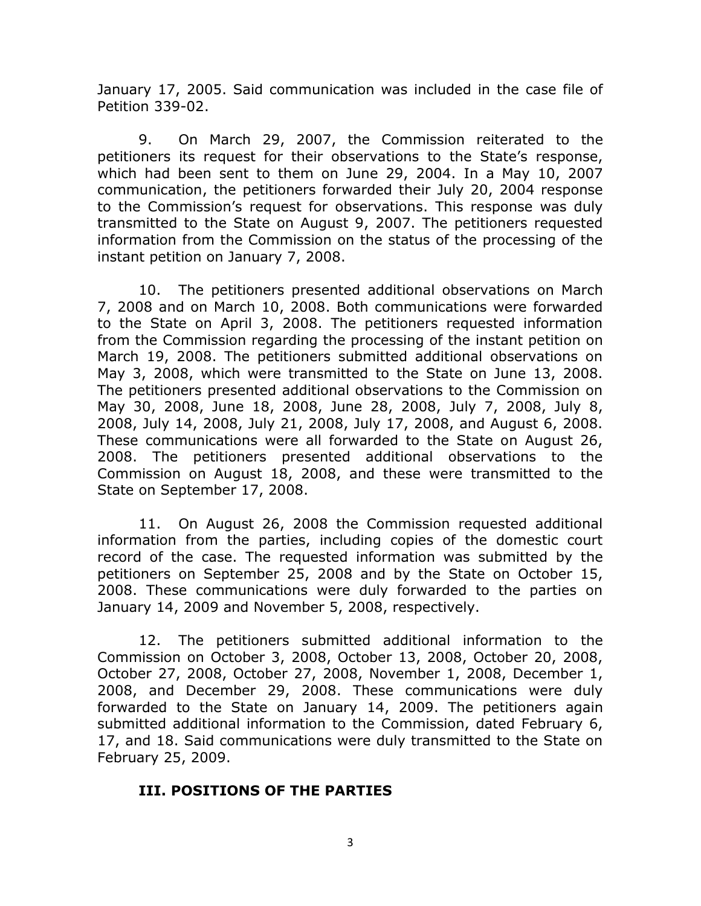January 17, 2005. Said communication was included in the case file of Petition 339-02.

9. On March 29, 2007, the Commission reiterated to the petitioners its request for their observations to the State's response, which had been sent to them on June 29, 2004. In a May 10, 2007 communication, the petitioners forwarded their July 20, 2004 response to the Commission's request for observations. This response was duly transmitted to the State on August 9, 2007. The petitioners requested information from the Commission on the status of the processing of the instant petition on January 7, 2008.

10. The petitioners presented additional observations on March 7, 2008 and on March 10, 2008. Both communications were forwarded to the State on April 3, 2008. The petitioners requested information from the Commission regarding the processing of the instant petition on March 19, 2008. The petitioners submitted additional observations on May 3, 2008, which were transmitted to the State on June 13, 2008. The petitioners presented additional observations to the Commission on May 30, 2008, June 18, 2008, June 28, 2008, July 7, 2008, July 8, 2008, July 14, 2008, July 21, 2008, July 17, 2008, and August 6, 2008. These communications were all forwarded to the State on August 26, 2008. The petitioners presented additional observations to the Commission on August 18, 2008, and these were transmitted to the State on September 17, 2008.

11. On August 26, 2008 the Commission requested additional information from the parties, including copies of the domestic court record of the case. The requested information was submitted by the petitioners on September 25, 2008 and by the State on October 15, 2008. These communications were duly forwarded to the parties on January 14, 2009 and November 5, 2008, respectively.

12. The petitioners submitted additional information to the Commission on October 3, 2008, October 13, 2008, October 20, 2008, October 27, 2008, October 27, 2008, November 1, 2008, December 1, 2008, and December 29, 2008. These communications were duly forwarded to the State on January 14, 2009. The petitioners again submitted additional information to the Commission, dated February 6, 17, and 18. Said communications were duly transmitted to the State on February 25, 2009.

## III. POSITIONS OF THE PARTIES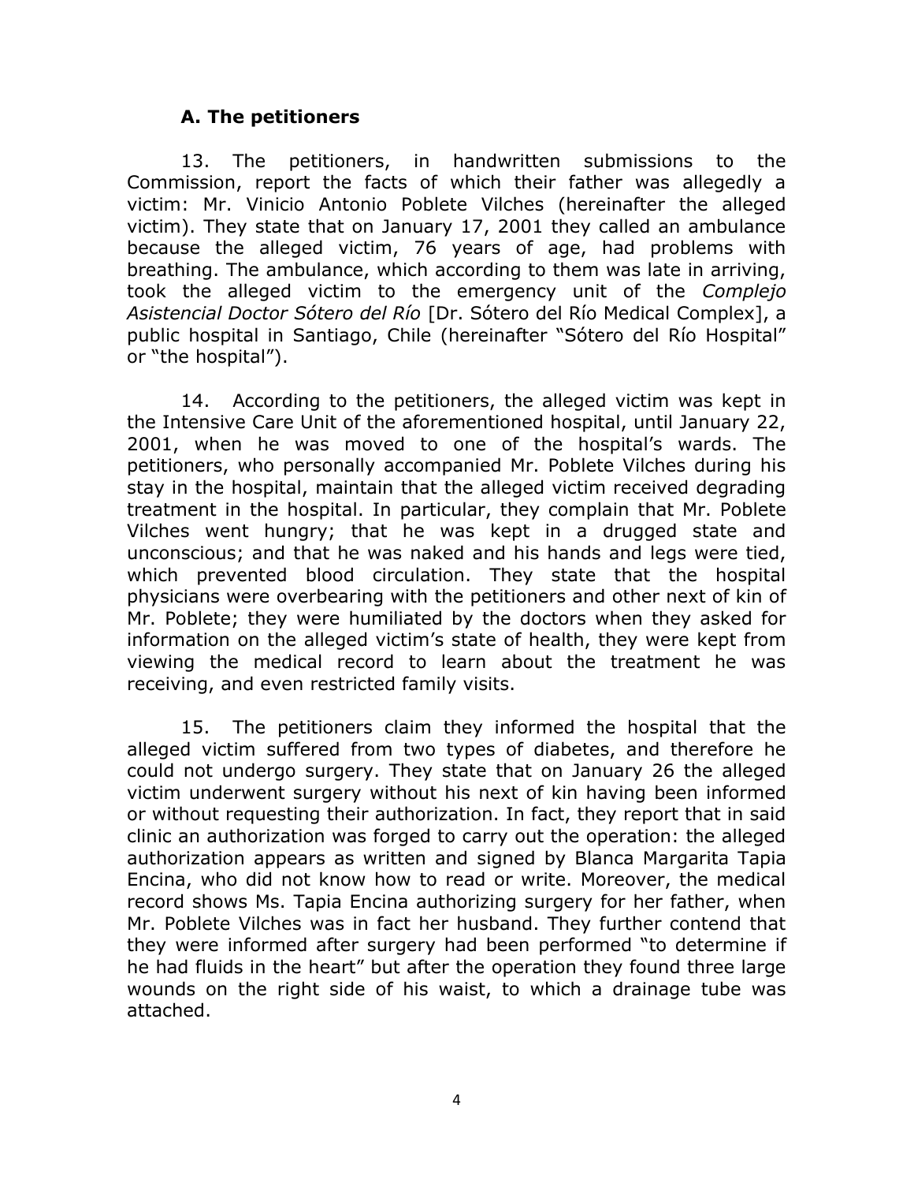### A. The petitioners

13. The petitioners, in handwritten submissions to the Commission, report the facts of which their father was allegedly a victim: Mr. Vinicio Antonio Poblete Vilches (hereinafter the alleged victim). They state that on January 17, 2001 they called an ambulance because the alleged victim, 76 years of age, had problems with breathing. The ambulance, which according to them was late in arriving, took the alleged victim to the emergency unit of the *Complejo Asistencial Doctor Sótero del Río* [Dr. Sótero del Río Medical Complex], a public hospital in Santiago, Chile (hereinafter "Sótero del Río Hospital" or "the hospital").

14. According to the petitioners, the alleged victim was kept in the Intensive Care Unit of the aforementioned hospital, until January 22, 2001, when he was moved to one of the hospital's wards. The petitioners, who personally accompanied Mr. Poblete Vilches during his stay in the hospital, maintain that the alleged victim received degrading treatment in the hospital. In particular, they complain that Mr. Poblete Vilches went hungry; that he was kept in a drugged state and unconscious; and that he was naked and his hands and legs were tied, which prevented blood circulation. They state that the hospital physicians were overbearing with the petitioners and other next of kin of Mr. Poblete; they were humiliated by the doctors when they asked for information on the alleged victim's state of health, they were kept from viewing the medical record to learn about the treatment he was receiving, and even restricted family visits.

15. The petitioners claim they informed the hospital that the alleged victim suffered from two types of diabetes, and therefore he could not undergo surgery. They state that on January 26 the alleged victim underwent surgery without his next of kin having been informed or without requesting their authorization. In fact, they report that in said clinic an authorization was forged to carry out the operation: the alleged authorization appears as written and signed by Blanca Margarita Tapia Encina, who did not know how to read or write. Moreover, the medical record shows Ms. Tapia Encina authorizing surgery for her father, when Mr. Poblete Vilches was in fact her husband. They further contend that they were informed after surgery had been performed "to determine if he had fluids in the heart" but after the operation they found three large wounds on the right side of his waist, to which a drainage tube was attached.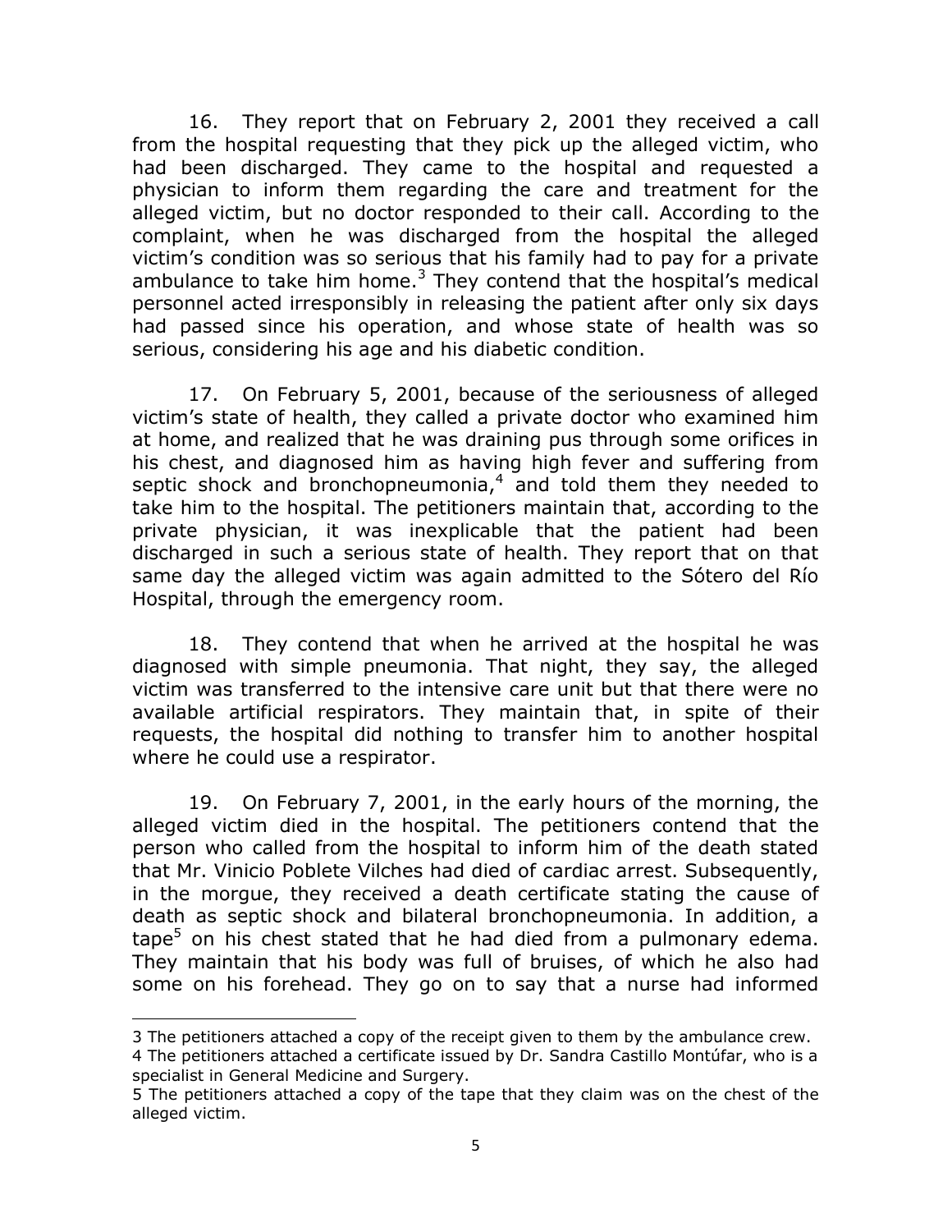16. They report that on February 2, 2001 they received a call from the hospital requesting that they pick up the alleged victim, who had been discharged. They came to the hospital and requested a physician to inform them regarding the care and treatment for the alleged victim, but no doctor responded to their call. According to the complaint, when he was discharged from the hospital the alleged victim's condition was so serious that his family had to pay for a private ambulance to take him home.[3] They contend that the hospital's medical personnel acted irresponsibly in releasing the patient after only six days had passed since his operation, and whose state of health was so serious, considering his age and his diabetic condition.

17. On February 5, 2001, because of the seriousness of alleged victim's state of health, they called a private doctor who examined him at home, and realized that he was draining pus through some orifices in his chest, and diagnosed him as having high fever and suffering from septic shock and bronchopneumonia,[4] and told them they needed to take him to the hospital. The petitioners maintain that, according to the private physician, it was inexplicable that the patient had been discharged in such a serious state of health. They report that on that same day the alleged victim was again admitted to the Sótero del Río Hospital, through the emergency room.

18. They contend that when he arrived at the hospital he was diagnosed with simple pneumonia. That night, they say, the alleged victim was transferred to the intensive care unit but that there were no available artificial respirators. They maintain that, in spite of their requests, the hospital did nothing to transfer him to another hospital where he could use a respirator.

19. On February 7, 2001, in the early hours of the morning, the alleged victim died in the hospital. The petitioners contend that the person who called from the hospital to inform him of the death stated that Mr. Vinicio Poblete Vilches had died of cardiac arrest. Subsequently, in the morgue, they received a death certificate stating the cause of death as septic shock and bilateral bronchopneumonia. In addition, a tape[5] on his chest stated that he had died from a pulmonary edema. They maintain that his body was full of bruises, of which he also had some on his forehead. They go on to say that a nurse had informed

---

3 The petitioners attached a copy of the receipt given to them by the ambulance crew.

4 The petitioners attached a certificate issued by Dr. Sandra Castillo Montúfar, who is a specialist in General Medicine and Surgery.

5 The petitioners attached a copy of the tape that they claim was on the chest of the alleged victim.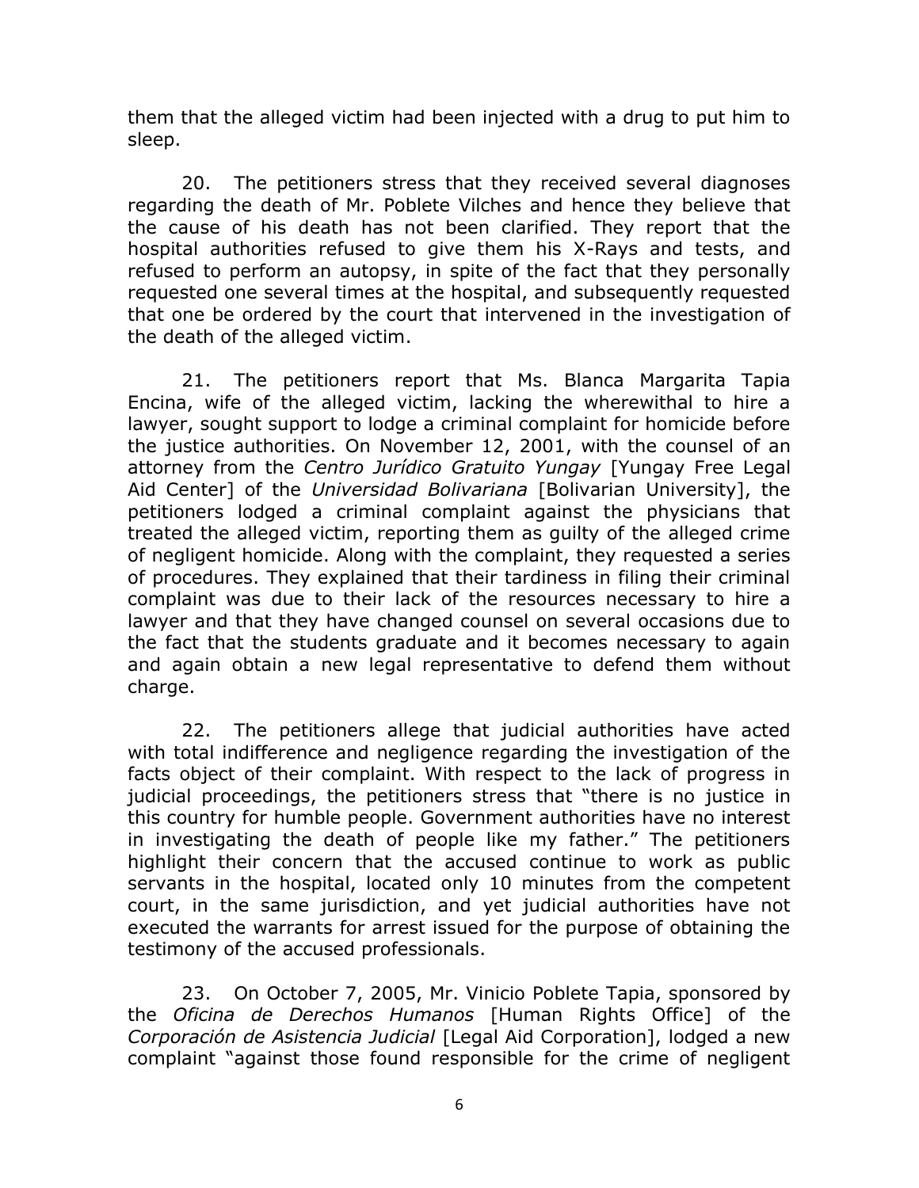them that the alleged victim had been injected with a drug to put him to sleep.

20. The petitioners stress that they received several diagnoses regarding the death of Mr. Poblete Vilches and hence they believe that the cause of his death has not been clarified. They report that the hospital authorities refused to give them his X-Rays and tests, and refused to perform an autopsy, in spite of the fact that they personally requested one several times at the hospital, and subsequently requested that one be ordered by the court that intervened in the investigation of the death of the alleged victim.

21. The petitioners report that Ms. Blanca Margarita Tapia Encina, wife of the alleged victim, lacking the wherewithal to hire a lawyer, sought support to lodge a criminal complaint for homicide before the justice authorities. On November 12, 2001, with the counsel of an attorney from the *Centro Jurídico Gratuito Yungay* [Yungay Free Legal Aid Center] of the *Universidad Bolivariana* [Bolivarian University], the petitioners lodged a criminal complaint against the physicians that treated the alleged victim, reporting them as guilty of the alleged crime of negligent homicide. Along with the complaint, they requested a series of procedures. They explained that their tardiness in filing their criminal complaint was due to their lack of the resources necessary to hire a lawyer and that they have changed counsel on several occasions due to the fact that the students graduate and it becomes necessary to again and again obtain a new legal representative to defend them without charge.

22. The petitioners allege that judicial authorities have acted with total indifference and negligence regarding the investigation of the facts object of their complaint. With respect to the lack of progress in judicial proceedings, the petitioners stress that "there is no justice in this country for humble people. Government authorities have no interest in investigating the death of people like my father." The petitioners highlight their concern that the accused continue to work as public servants in the hospital, located only 10 minutes from the competent court, in the same jurisdiction, and yet judicial authorities have not executed the warrants for arrest issued for the purpose of obtaining the testimony of the accused professionals.

23. On October 7, 2005, Mr. Vinicio Poblete Tapia, sponsored by the *Oficina de Derechos Humanos* [Human Rights Office] of the *Corporación de Asistencia Judicial* [Legal Aid Corporation], lodged a new complaint "against those found responsible for the crime of negligent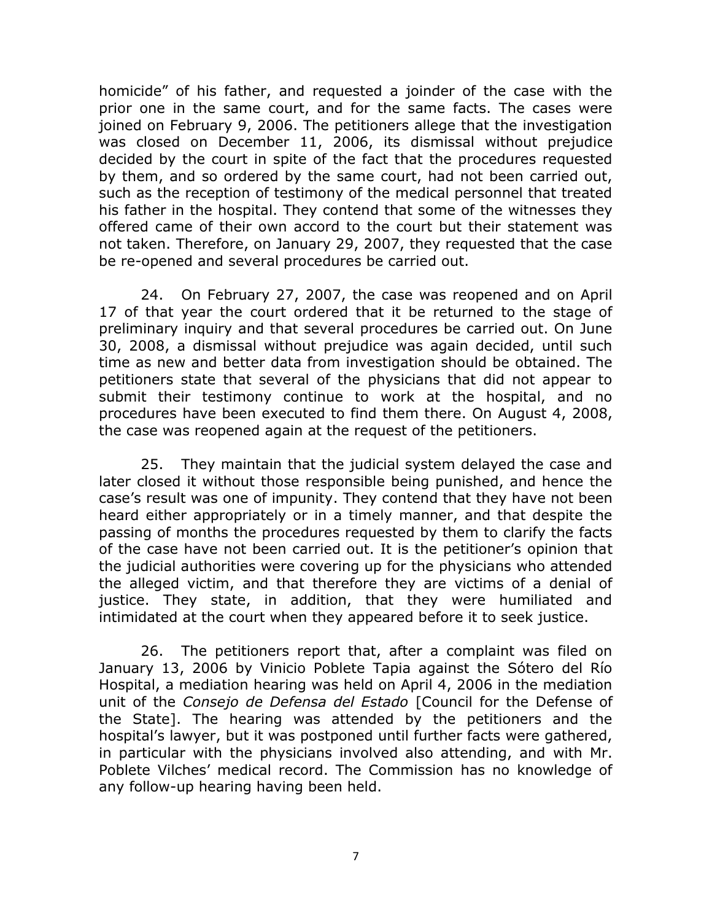homicide" of his father, and requested a joinder of the case with the prior one in the same court, and for the same facts. The cases were joined on February 9, 2006. The petitioners allege that the investigation was closed on December 11, 2006, its dismissal without prejudice decided by the court in spite of the fact that the procedures requested by them, and so ordered by the same court, had not been carried out, such as the reception of testimony of the medical personnel that treated his father in the hospital. They contend that some of the witnesses they offered came of their own accord to the court but their statement was not taken. Therefore, on January 29, 2007, they requested that the case be re-opened and several procedures be carried out.

24. On February 27, 2007, the case was reopened and on April 17 of that year the court ordered that it be returned to the stage of preliminary inquiry and that several procedures be carried out. On June 30, 2008, a dismissal without prejudice was again decided, until such time as new and better data from investigation should be obtained. The petitioners state that several of the physicians that did not appear to submit their testimony continue to work at the hospital, and no procedures have been executed to find them there. On August 4, 2008, the case was reopened again at the request of the petitioners.

25. They maintain that the judicial system delayed the case and later closed it without those responsible being punished, and hence the case's result was one of impunity. They contend that they have not been heard either appropriately or in a timely manner, and that despite the passing of months the procedures requested by them to clarify the facts of the case have not been carried out. It is the petitioner's opinion that the judicial authorities were covering up for the physicians who attended the alleged victim, and that therefore they are victims of a denial of justice. They state, in addition, that they were humiliated and intimidated at the court when they appeared before it to seek justice.

26. The petitioners report that, after a complaint was filed on January 13, 2006 by Vinicio Poblete Tapia against the Sótero del Río Hospital, a mediation hearing was held on April 4, 2006 in the mediation unit of the *Consejo de Defensa del Estado* [Council for the Defense of the State]. The hearing was attended by the petitioners and the hospital's lawyer, but it was postponed until further facts were gathered, in particular with the physicians involved also attending, and with Mr. Poblete Vilches' medical record. The Commission has no knowledge of any follow-up hearing having been held.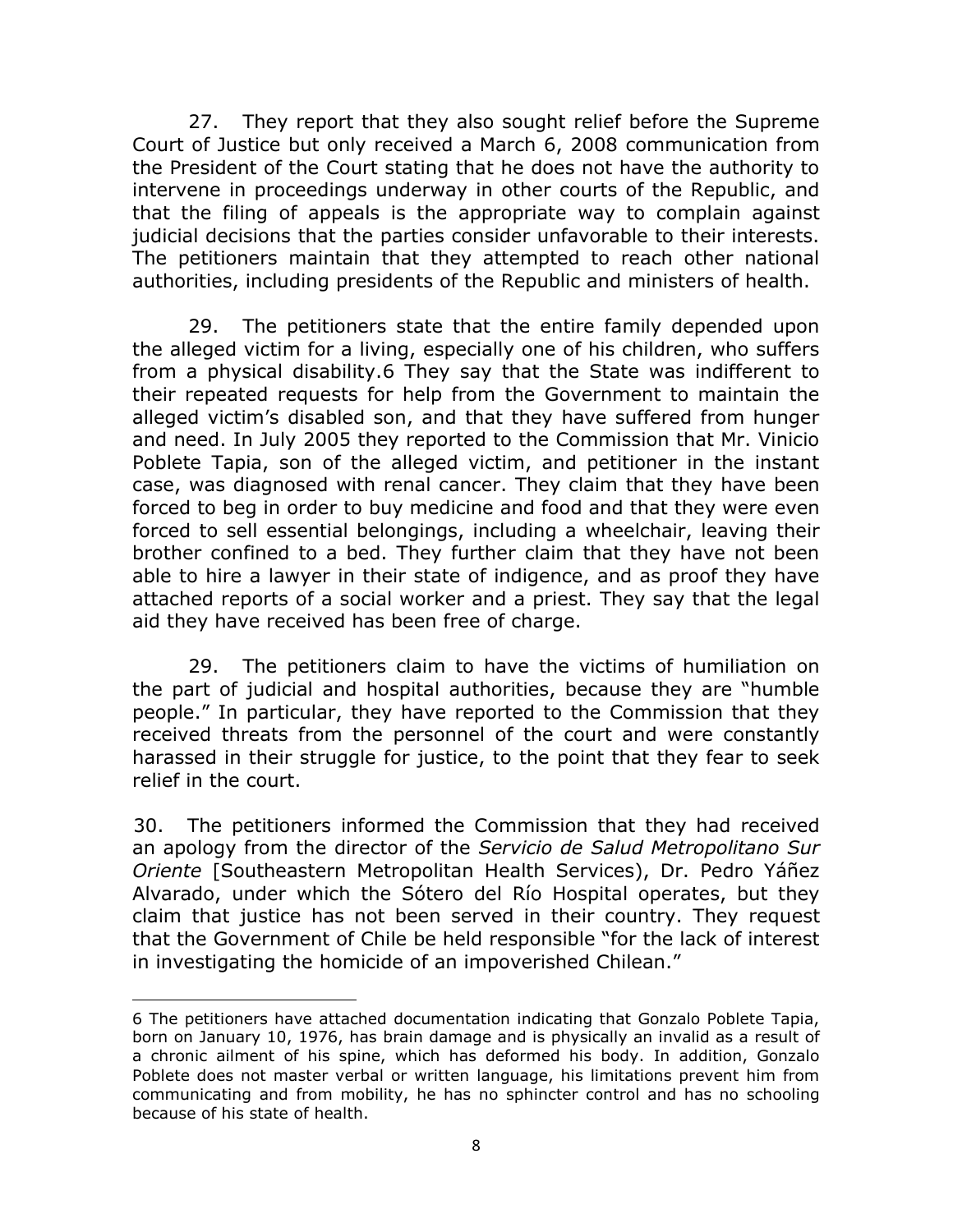27. They report that they also sought relief before the Supreme Court of Justice but only received a March 6, 2008 communication from the President of the Court stating that he does not have the authority to intervene in proceedings underway in other courts of the Republic, and that the filing of appeals is the appropriate way to complain against judicial decisions that the parties consider unfavorable to their interests. The petitioners maintain that they attempted to reach other national authorities, including presidents of the Republic and ministers of health.

29. The petitioners state that the entire family depended upon the alleged victim for a living, especially one of his children, who suffers from a physical disability.[6] They say that the State was indifferent to their repeated requests for help from the Government to maintain the alleged victim's disabled son, and that they have suffered from hunger and need. In July 2005 they reported to the Commission that Mr. Vinicio Poblete Tapia, son of the alleged victim, and petitioner in the instant case, was diagnosed with renal cancer. They claim that they have been forced to beg in order to buy medicine and food and that they were even forced to sell essential belongings, including a wheelchair, leaving their brother confined to a bed. They further claim that they have not been able to hire a lawyer in their state of indigence, and as proof they have attached reports of a social worker and a priest. They say that the legal aid they have received has been free of charge.

29. The petitioners claim to have the victims of humiliation on the part of judicial and hospital authorities, because they are "humble people." In particular, they have reported to the Commission that they received threats from the personnel of the court and were constantly harassed in their struggle for justice, to the point that they fear to seek relief in the court.

30. The petitioners informed the Commission that they had received an apology from the director of the *Servicio de Salud Metropolitano Sur Oriente* [Southeastern Metropolitan Health Services), Dr. Pedro Yáñez Alvarado, under which the Sótero del Río Hospital operates, but they claim that justice has not been served in their country. They request that the Government of Chile be held responsible "for the lack of interest in investigating the homicide of an impoverished Chilean."

---

6 The petitioners have attached documentation indicating that Gonzalo Poblete Tapia, born on January 10, 1976, has brain damage and is physically an invalid as a result of a chronic ailment of his spine, which has deformed his body. In addition, Gonzalo Poblete does not master verbal or written language, his limitations prevent him from communicating and from mobility, he has no sphincter control and has no schooling because of his state of health.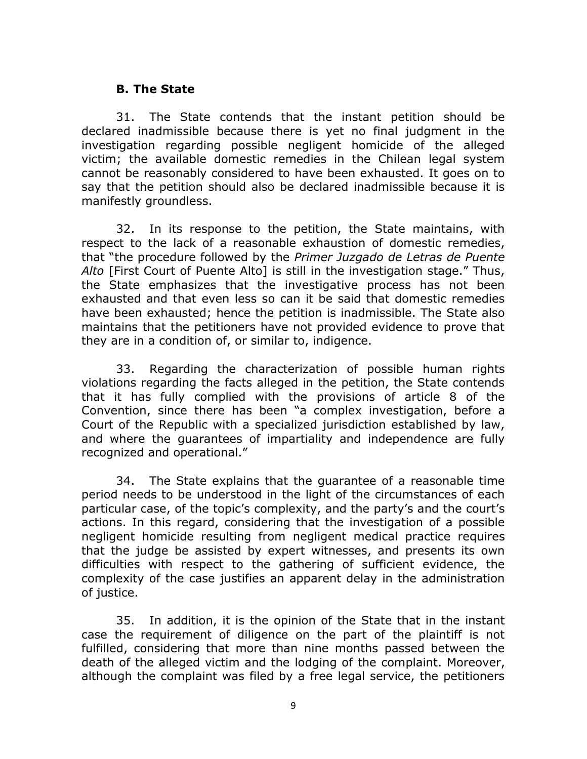### B. The State

31. The State contends that the instant petition should be declared inadmissible because there is yet no final judgment in the investigation regarding possible negligent homicide of the alleged victim; the available domestic remedies in the Chilean legal system cannot be reasonably considered to have been exhausted. It goes on to say that the petition should also be declared inadmissible because it is manifestly groundless.

32. In its response to the petition, the State maintains, with respect to the lack of a reasonable exhaustion of domestic remedies, that "the procedure followed by the *Primer Juzgado de Letras de Puente Alto* [First Court of Puente Alto] is still in the investigation stage." Thus, the State emphasizes that the investigative process has not been exhausted and that even less so can it be said that domestic remedies have been exhausted; hence the petition is inadmissible. The State also maintains that the petitioners have not provided evidence to prove that they are in a condition of, or similar to, indigence.

33. Regarding the characterization of possible human rights violations regarding the facts alleged in the petition, the State contends that it has fully complied with the provisions of article 8 of the Convention, since there has been "a complex investigation, before a Court of the Republic with a specialized jurisdiction established by law, and where the guarantees of impartiality and independence are fully recognized and operational."

34. The State explains that the guarantee of a reasonable time period needs to be understood in the light of the circumstances of each particular case, of the topic's complexity, and the party's and the court's actions. In this regard, considering that the investigation of a possible negligent homicide resulting from negligent medical practice requires that the judge be assisted by expert witnesses, and presents its own difficulties with respect to the gathering of sufficient evidence, the complexity of the case justifies an apparent delay in the administration of justice.

35. In addition, it is the opinion of the State that in the instant case the requirement of diligence on the part of the plaintiff is not fulfilled, considering that more than nine months passed between the death of the alleged victim and the lodging of the complaint. Moreover, although the complaint was filed by a free legal service, the petitioners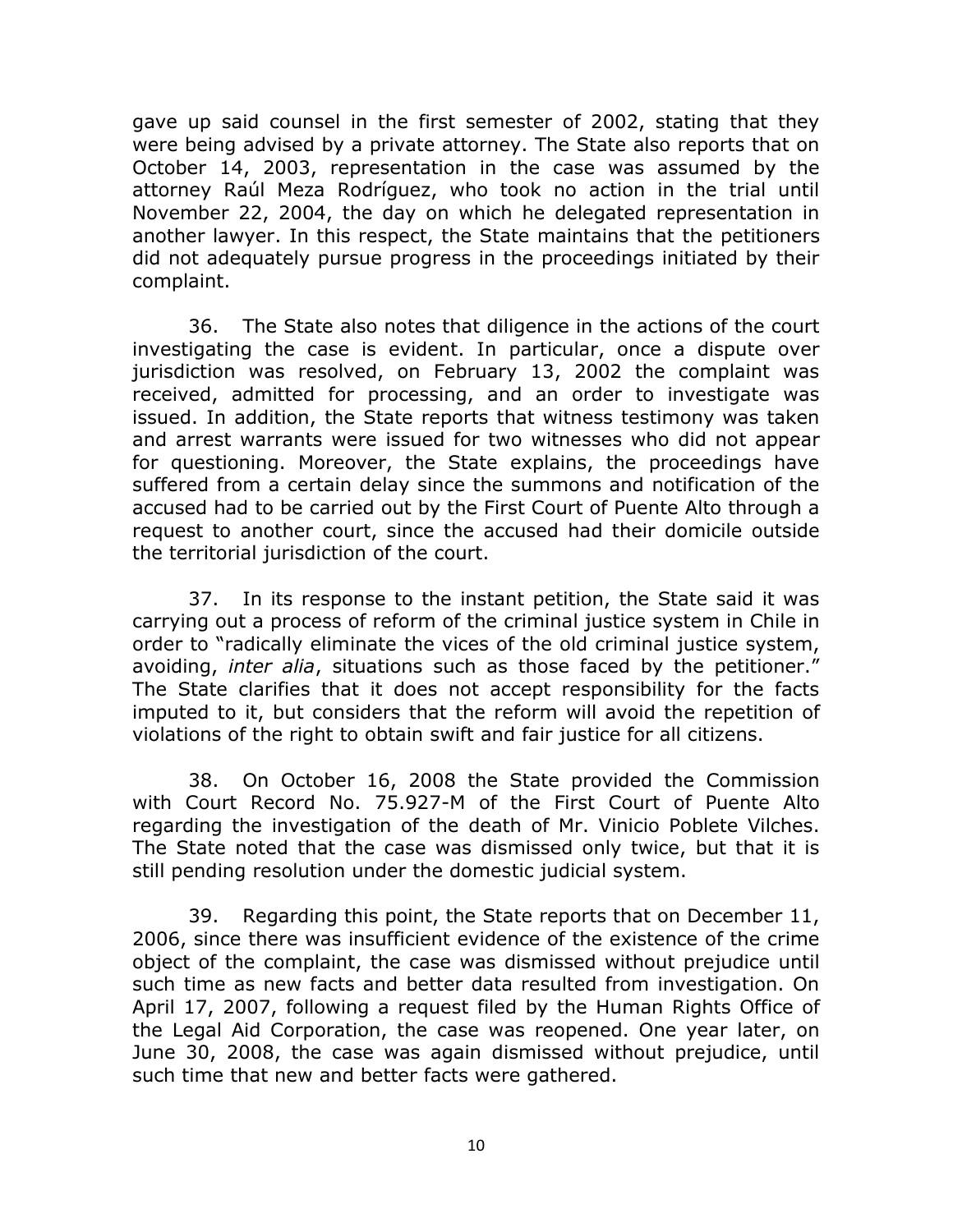gave up said counsel in the first semester of 2002, stating that they were being advised by a private attorney. The State also reports that on October 14, 2003, representation in the case was assumed by the attorney Raúl Meza Rodríguez, who took no action in the trial until November 22, 2004, the day on which he delegated representation in another lawyer. In this respect, the State maintains that the petitioners did not adequately pursue progress in the proceedings initiated by their complaint.

36. The State also notes that diligence in the actions of the court investigating the case is evident. In particular, once a dispute over jurisdiction was resolved, on February 13, 2002 the complaint was received, admitted for processing, and an order to investigate was issued. In addition, the State reports that witness testimony was taken and arrest warrants were issued for two witnesses who did not appear for questioning. Moreover, the State explains, the proceedings have suffered from a certain delay since the summons and notification of the accused had to be carried out by the First Court of Puente Alto through a request to another court, since the accused had their domicile outside the territorial jurisdiction of the court.

37. In its response to the instant petition, the State said it was carrying out a process of reform of the criminal justice system in Chile in order to "radically eliminate the vices of the old criminal justice system, avoiding, *inter alia*, situations such as those faced by the petitioner." The State clarifies that it does not accept responsibility for the facts imputed to it, but considers that the reform will avoid the repetition of violations of the right to obtain swift and fair justice for all citizens.

38. On October 16, 2008 the State provided the Commission with Court Record No. 75.927-M of the First Court of Puente Alto regarding the investigation of the death of Mr. Vinicio Poblete Vilches. The State noted that the case was dismissed only twice, but that it is still pending resolution under the domestic judicial system.

39. Regarding this point, the State reports that on December 11, 2006, since there was insufficient evidence of the existence of the crime object of the complaint, the case was dismissed without prejudice until such time as new facts and better data resulted from investigation. On April 17, 2007, following a request filed by the Human Rights Office of the Legal Aid Corporation, the case was reopened. One year later, on June 30, 2008, the case was again dismissed without prejudice, until such time that new and better facts were gathered.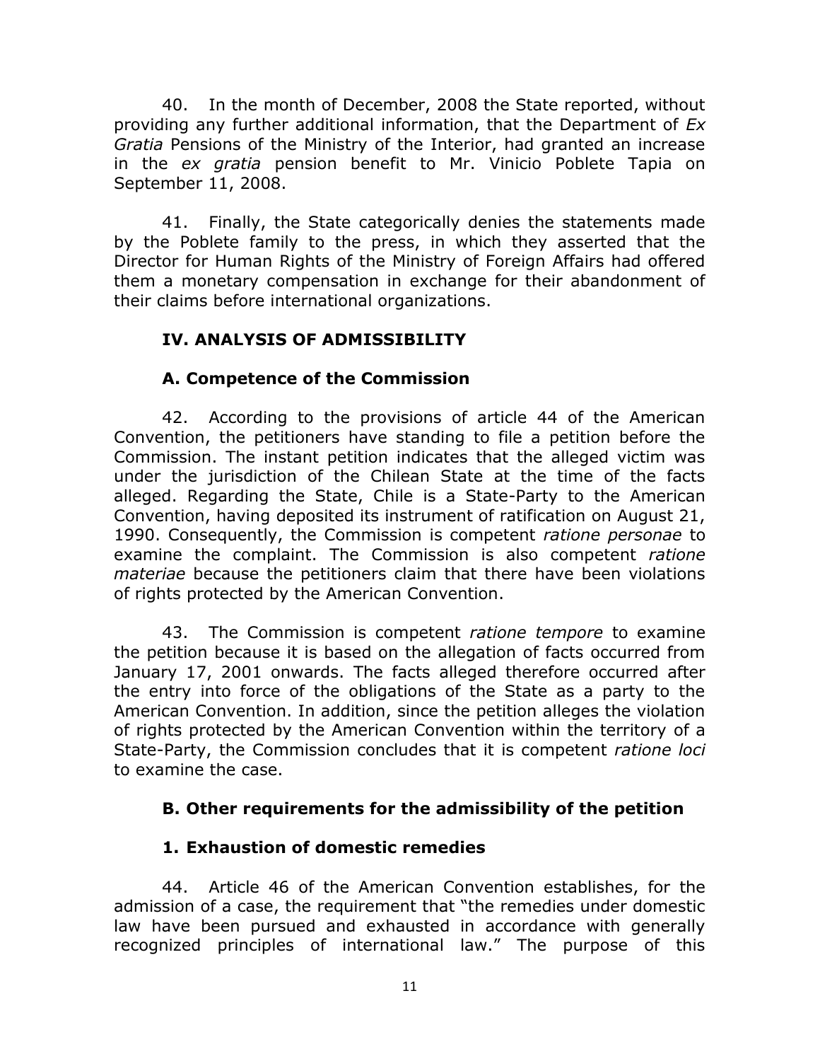40. In the month of December, 2008 the State reported, without providing any further additional information, that the Department of *Ex Gratia* Pensions of the Ministry of the Interior, had granted an increase in the *ex gratia* pension benefit to Mr. Vinicio Poblete Tapia on September 11, 2008.

41. Finally, the State categorically denies the statements made by the Poblete family to the press, in which they asserted that the Director for Human Rights of the Ministry of Foreign Affairs had offered them a monetary compensation in exchange for their abandonment of their claims before international organizations.

## IV. ANALYSIS OF ADMISSIBILITY

### A. Competence of the Commission

42. According to the provisions of article 44 of the American Convention, the petitioners have standing to file a petition before the Commission. The instant petition indicates that the alleged victim was under the jurisdiction of the Chilean State at the time of the facts alleged. Regarding the State, Chile is a State-Party to the American Convention, having deposited its instrument of ratification on August 21, 1990. Consequently, the Commission is competent *ratione personae* to examine the complaint. The Commission is also competent *ratione materiae* because the petitioners claim that there have been violations of rights protected by the American Convention.

43. The Commission is competent *ratione tempore* to examine the petition because it is based on the allegation of facts occurred from January 17, 2001 onwards. The facts alleged therefore occurred after the entry into force of the obligations of the State as a party to the American Convention. In addition, since the petition alleges the violation of rights protected by the American Convention within the territory of a State-Party, the Commission concludes that it is competent *ratione loci* to examine the case.

### B. Other requirements for the admissibility of the petition

#### 1. Exhaustion of domestic remedies

44. Article 46 of the American Convention establishes, for the admission of a case, the requirement that "the remedies under domestic law have been pursued and exhausted in accordance with generally recognized principles of international law." The purpose of this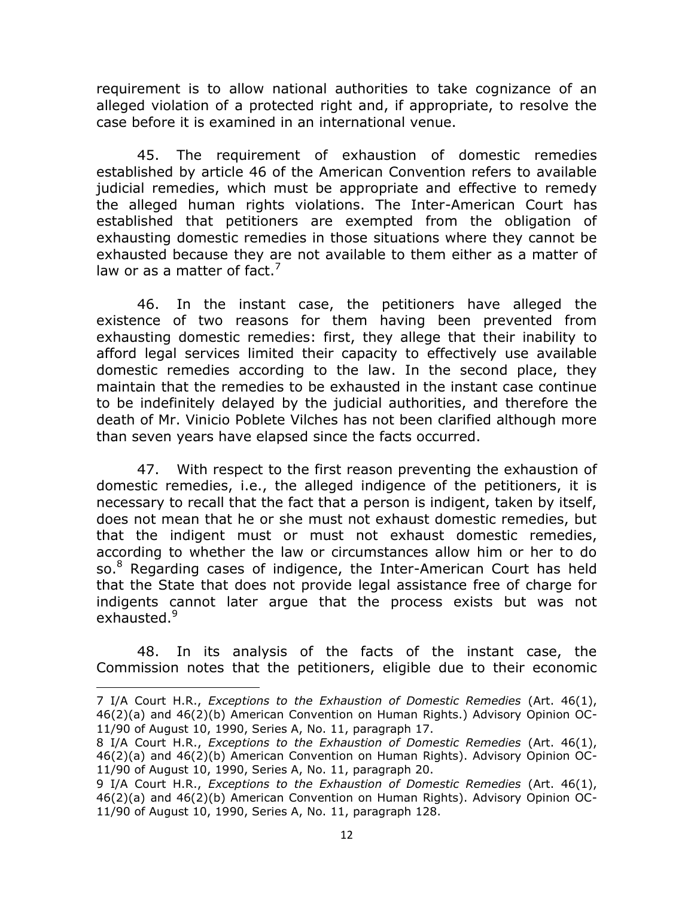requirement is to allow national authorities to take cognizance of an alleged violation of a protected right and, if appropriate, to resolve the case before it is examined in an international venue.

45. The requirement of exhaustion of domestic remedies established by article 46 of the American Convention refers to available judicial remedies, which must be appropriate and effective to remedy the alleged human rights violations. The Inter-American Court has established that petitioners are exempted from the obligation of exhausting domestic remedies in those situations where they cannot be exhausted because they are not available to them either as a matter of law or as a matter of fact.[7]

46. In the instant case, the petitioners have alleged the existence of two reasons for them having been prevented from exhausting domestic remedies: first, they allege that their inability to afford legal services limited their capacity to effectively use available domestic remedies according to the law. In the second place, they maintain that the remedies to be exhausted in the instant case continue to be indefinitely delayed by the judicial authorities, and therefore the death of Mr. Vinicio Poblete Vilches has not been clarified although more than seven years have elapsed since the facts occurred.

47. With respect to the first reason preventing the exhaustion of domestic remedies, i.e., the alleged indigence of the petitioners, it is necessary to recall that the fact that a person is indigent, taken by itself, does not mean that he or she must not exhaust domestic remedies, but that the indigent must or must not exhaust domestic remedies, according to whether the law or circumstances allow him or her to do so.[8] Regarding cases of indigence, the Inter-American Court has held that the State that does not provide legal assistance free of charge for indigents cannot later argue that the process exists but was not exhausted.[9]

48. In its analysis of the facts of the instant case, the Commission notes that the petitioners, eligible due to their economic

---

7 I/A Court H.R., *Exceptions to the Exhaustion of Domestic Remedies* (Art. 46(1), 46(2)(a) and 46(2)(b) American Convention on Human Rights.) Advisory Opinion OC-11/90 of August 10, 1990, Series A, No. 11, paragraph 17.

8 I/A Court H.R., *Exceptions to the Exhaustion of Domestic Remedies* (Art. 46(1), 46(2)(a) and 46(2)(b) American Convention on Human Rights). Advisory Opinion OC-11/90 of August 10, 1990, Series A, No. 11, paragraph 20.

9 I/A Court H.R., *Exceptions to the Exhaustion of Domestic Remedies* (Art. 46(1), 46(2)(a) and 46(2)(b) American Convention on Human Rights). Advisory Opinion OC-11/90 of August 10, 1990, Series A, No. 11, paragraph 128.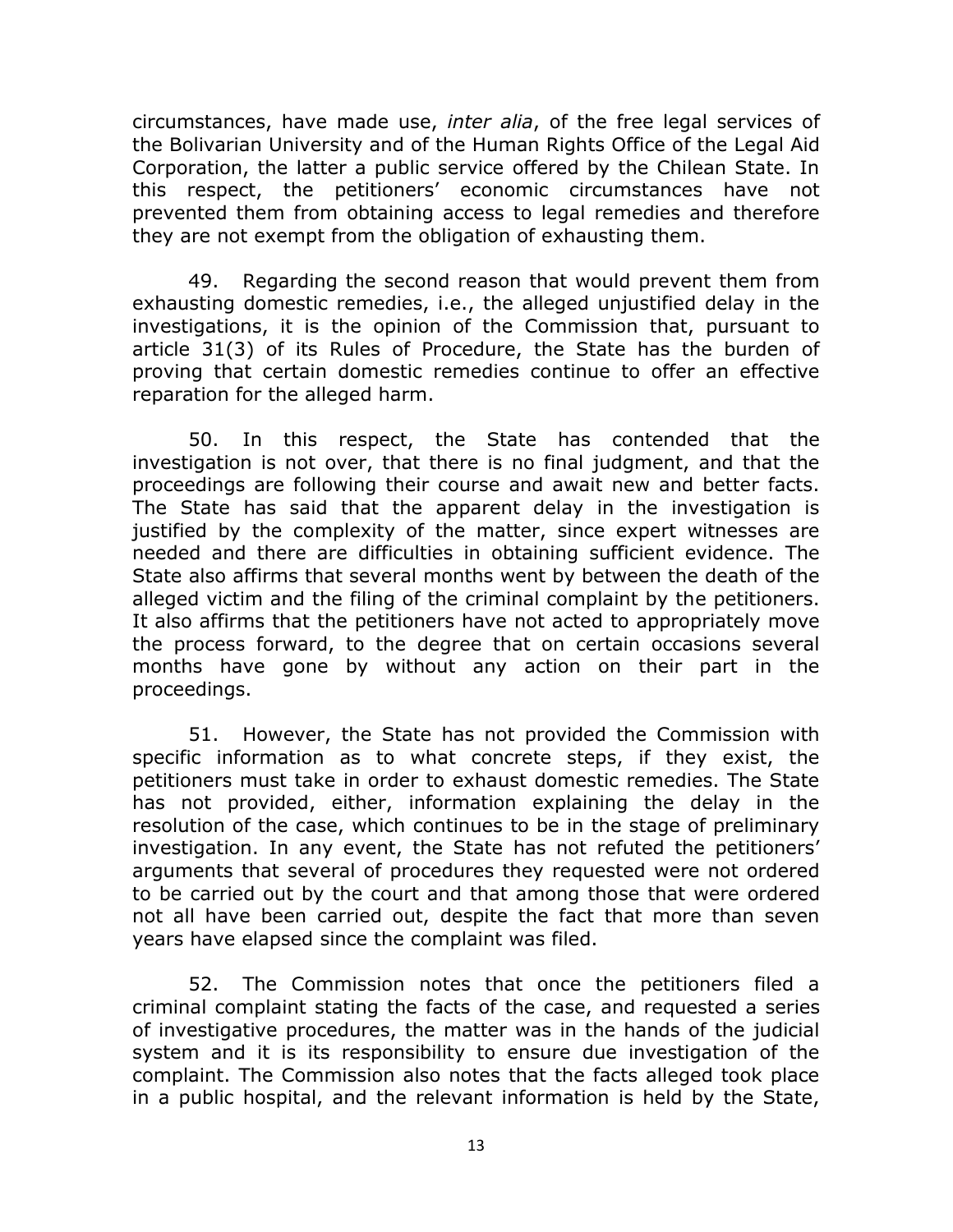circumstances, have made use, *inter alia*, of the free legal services of the Bolivarian University and of the Human Rights Office of the Legal Aid Corporation, the latter a public service offered by the Chilean State. In this respect, the petitioners' economic circumstances have not prevented them from obtaining access to legal remedies and therefore they are not exempt from the obligation of exhausting them.

49. Regarding the second reason that would prevent them from exhausting domestic remedies, i.e., the alleged unjustified delay in the investigations, it is the opinion of the Commission that, pursuant to article 31(3) of its Rules of Procedure, the State has the burden of proving that certain domestic remedies continue to offer an effective reparation for the alleged harm.

50. In this respect, the State has contended that the investigation is not over, that there is no final judgment, and that the proceedings are following their course and await new and better facts. The State has said that the apparent delay in the investigation is justified by the complexity of the matter, since expert witnesses are needed and there are difficulties in obtaining sufficient evidence. The State also affirms that several months went by between the death of the alleged victim and the filing of the criminal complaint by the petitioners. It also affirms that the petitioners have not acted to appropriately move the process forward, to the degree that on certain occasions several months have gone by without any action on their part in the proceedings.

51. However, the State has not provided the Commission with specific information as to what concrete steps, if they exist, the petitioners must take in order to exhaust domestic remedies. The State has not provided, either, information explaining the delay in the resolution of the case, which continues to be in the stage of preliminary investigation. In any event, the State has not refuted the petitioners' arguments that several of procedures they requested were not ordered to be carried out by the court and that among those that were ordered not all have been carried out, despite the fact that more than seven years have elapsed since the complaint was filed.

52. The Commission notes that once the petitioners filed a criminal complaint stating the facts of the case, and requested a series of investigative procedures, the matter was in the hands of the judicial system and it is its responsibility to ensure due investigation of the complaint. The Commission also notes that the facts alleged took place in a public hospital, and the relevant information is held by the State,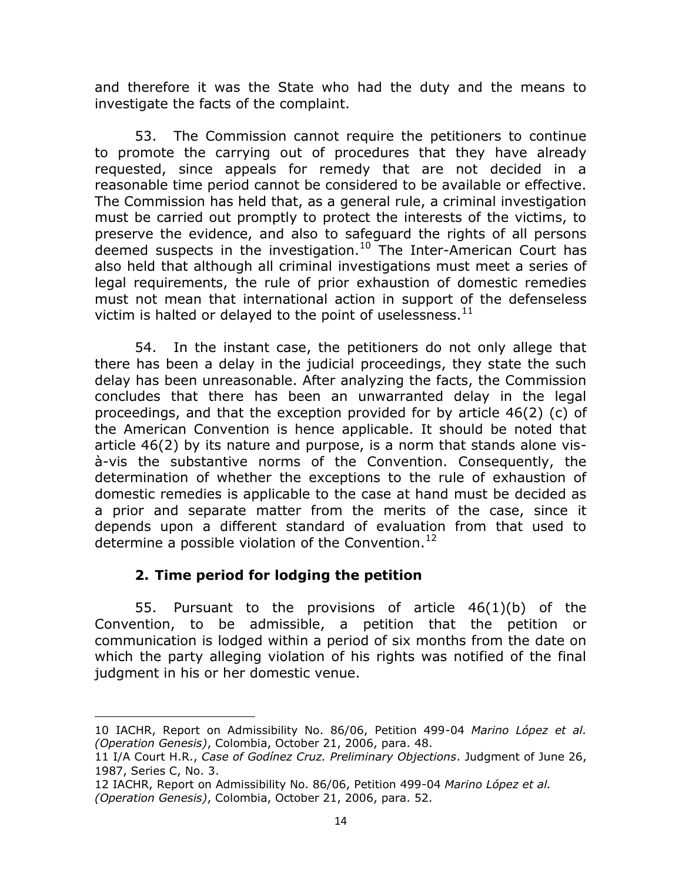and therefore it was the State who had the duty and the means to investigate the facts of the complaint.

53. The Commission cannot require the petitioners to continue to promote the carrying out of procedures that they have already requested, since appeals for remedy that are not decided in a reasonable time period cannot be considered to be available or effective. The Commission has held that, as a general rule, a criminal investigation must be carried out promptly to protect the interests of the victims, to preserve the evidence, and also to safeguard the rights of all persons deemed suspects in the investigation.[10] The Inter-American Court has also held that although all criminal investigations must meet a series of legal requirements, the rule of prior exhaustion of domestic remedies must not mean that international action in support of the defenseless victim is halted or delayed to the point of uselessness.[11]

54. In the instant case, the petitioners do not only allege that there has been a delay in the judicial proceedings, they state the such delay has been unreasonable. After analyzing the facts, the Commission concludes that there has been an unwarranted delay in the legal proceedings, and that the exception provided for by article 46(2) (c) of the American Convention is hence applicable. It should be noted that article 46(2) by its nature and purpose, is a norm that stands alone vis-à-vis the substantive norms of the Convention. Consequently, the determination of whether the exceptions to the rule of exhaustion of domestic remedies is applicable to the case at hand must be decided as a prior and separate matter from the merits of the case, since it depends upon a different standard of evaluation from that used to determine a possible violation of the Convention.[12]

### 2. Time period for lodging the petition

55. Pursuant to the provisions of article 46(1)(b) of the Convention, to be admissible, a petition that the petition or communication is lodged within a period of six months from the date on which the party alleging violation of his rights was notified of the final judgment in his or her domestic venue.

---

10 IACHR, Report on Admissibility No. 86/06, Petition 499-04 *Marino López et al. (Operation Genesis)*, Colombia, October 21, 2006, para. 48.

11 I/A Court H.R., *Case of Godínez Cruz. Preliminary Objections*. Judgment of June 26, 1987, Series C, No. 3.

12 IACHR, Report on Admissibility No. 86/06, Petition 499-04 *Marino López et al. (Operation Genesis)*, Colombia, October 21, 2006, para. 52.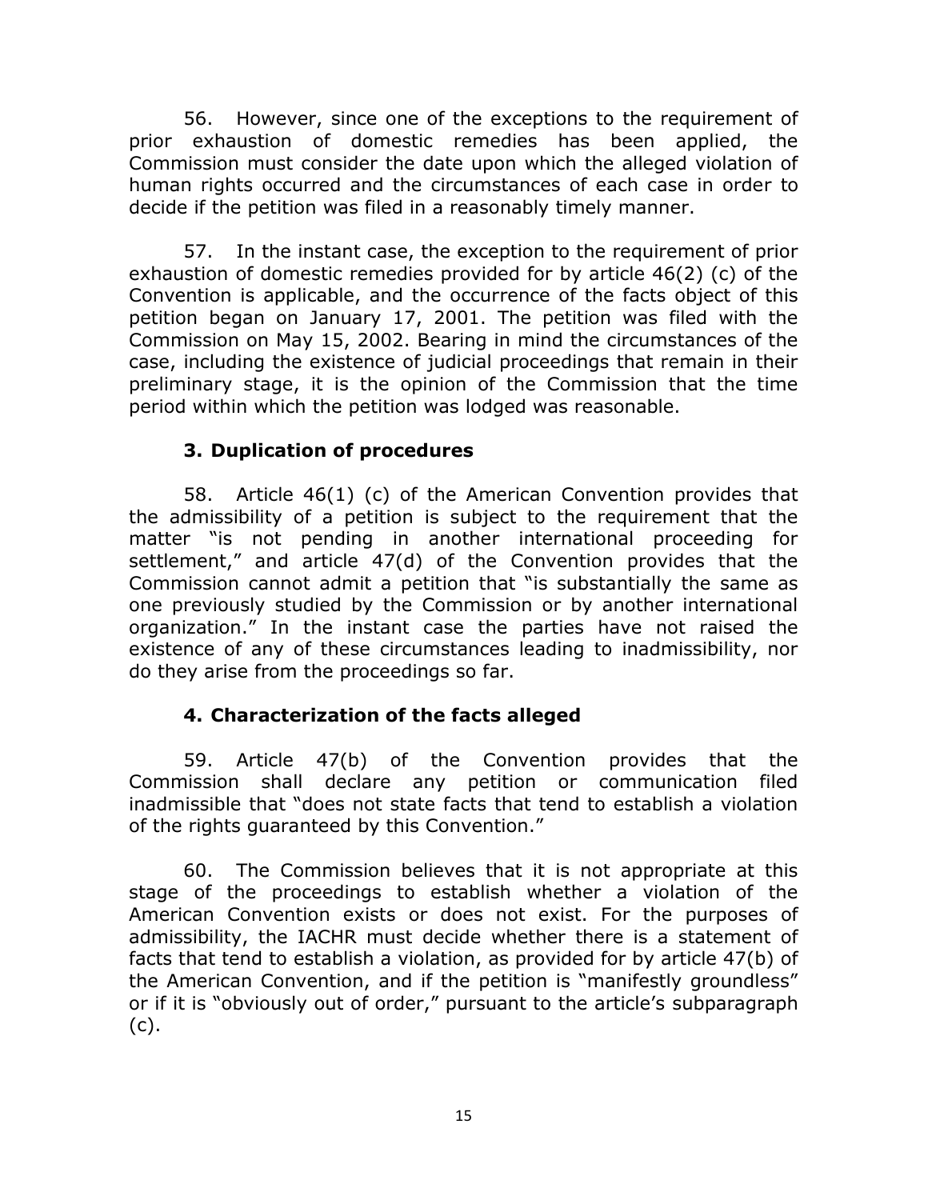56. However, since one of the exceptions to the requirement of prior exhaustion of domestic remedies has been applied, the Commission must consider the date upon which the alleged violation of human rights occurred and the circumstances of each case in order to decide if the petition was filed in a reasonably timely manner.

57. In the instant case, the exception to the requirement of prior exhaustion of domestic remedies provided for by article 46(2) (c) of the Convention is applicable, and the occurrence of the facts object of this petition began on January 17, 2001. The petition was filed with the Commission on May 15, 2002. Bearing in mind the circumstances of the case, including the existence of judicial proceedings that remain in their preliminary stage, it is the opinion of the Commission that the time period within which the petition was lodged was reasonable.

### 3. Duplication of procedures

58. Article 46(1) (c) of the American Convention provides that the admissibility of a petition is subject to the requirement that the matter "is not pending in another international proceeding for settlement," and article 47(d) of the Convention provides that the Commission cannot admit a petition that "is substantially the same as one previously studied by the Commission or by another international organization." In the instant case the parties have not raised the existence of any of these circumstances leading to inadmissibility, nor do they arise from the proceedings so far.

### 4. Characterization of the facts alleged

59. Article 47(b) of the Convention provides that the Commission shall declare any petition or communication filed inadmissible that "does not state facts that tend to establish a violation of the rights guaranteed by this Convention."

60. The Commission believes that it is not appropriate at this stage of the proceedings to establish whether a violation of the American Convention exists or does not exist. For the purposes of admissibility, the IACHR must decide whether there is a statement of facts that tend to establish a violation, as provided for by article 47(b) of the American Convention, and if the petition is "manifestly groundless" or if it is "obviously out of order," pursuant to the article's subparagraph (c).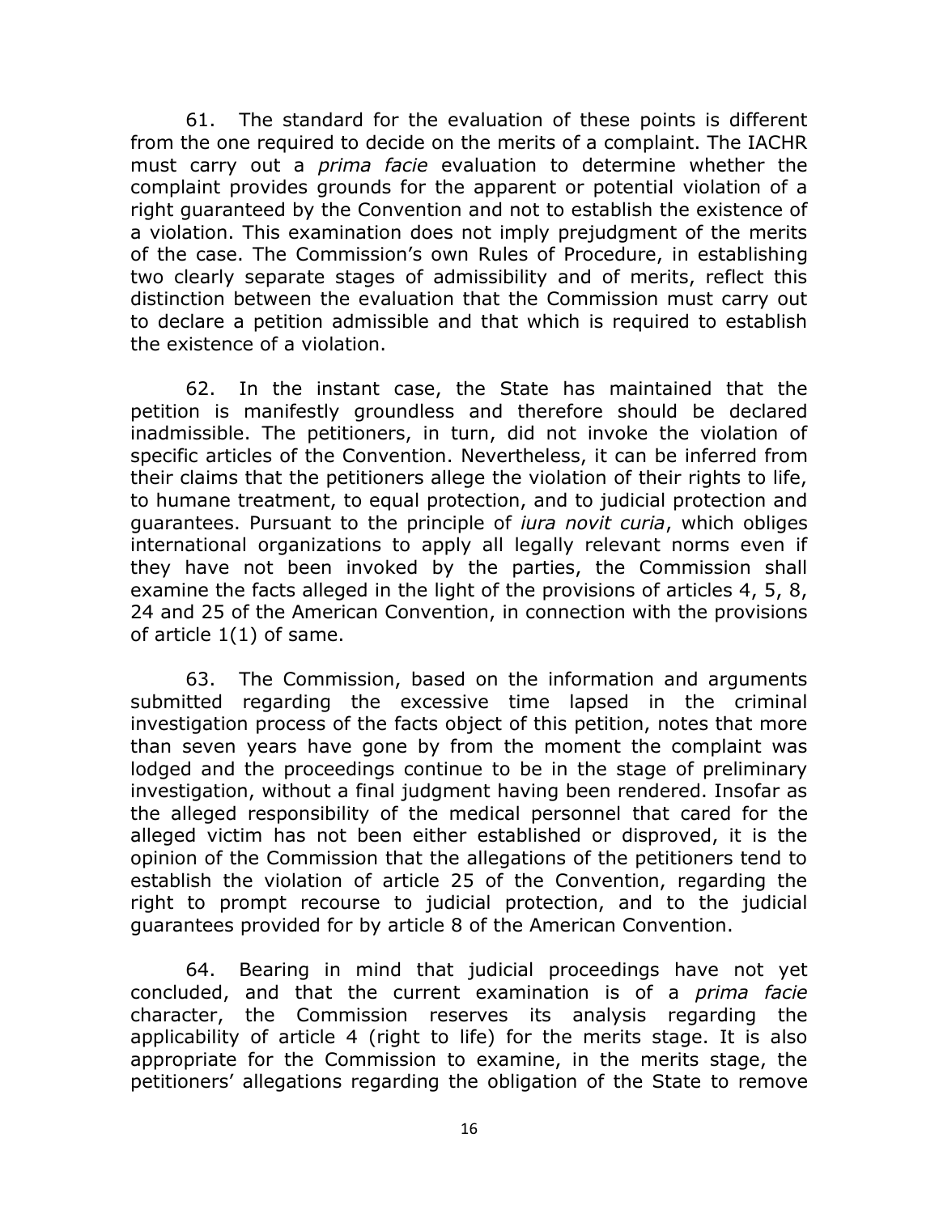61. The standard for the evaluation of these points is different from the one required to decide on the merits of a complaint. The IACHR must carry out a *prima facie* evaluation to determine whether the complaint provides grounds for the apparent or potential violation of a right guaranteed by the Convention and not to establish the existence of a violation. This examination does not imply prejudgment of the merits of the case. The Commission's own Rules of Procedure, in establishing two clearly separate stages of admissibility and of merits, reflect this distinction between the evaluation that the Commission must carry out to declare a petition admissible and that which is required to establish the existence of a violation.

62. In the instant case, the State has maintained that the petition is manifestly groundless and therefore should be declared inadmissible. The petitioners, in turn, did not invoke the violation of specific articles of the Convention. Nevertheless, it can be inferred from their claims that the petitioners allege the violation of their rights to life, to humane treatment, to equal protection, and to judicial protection and guarantees. Pursuant to the principle of *iura novit curia*, which obliges international organizations to apply all legally relevant norms even if they have not been invoked by the parties, the Commission shall examine the facts alleged in the light of the provisions of articles 4, 5, 8, 24 and 25 of the American Convention, in connection with the provisions of article 1(1) of same.

63. The Commission, based on the information and arguments submitted regarding the excessive time lapsed in the criminal investigation process of the facts object of this petition, notes that more than seven years have gone by from the moment the complaint was lodged and the proceedings continue to be in the stage of preliminary investigation, without a final judgment having been rendered. Insofar as the alleged responsibility of the medical personnel that cared for the alleged victim has not been either established or disproved, it is the opinion of the Commission that the allegations of the petitioners tend to establish the violation of article 25 of the Convention, regarding the right to prompt recourse to judicial protection, and to the judicial guarantees provided for by article 8 of the American Convention.

64. Bearing in mind that judicial proceedings have not yet concluded, and that the current examination is of a *prima facie* character, the Commission reserves its analysis regarding the applicability of article 4 (right to life) for the merits stage. It is also appropriate for the Commission to examine, in the merits stage, the petitioners' allegations regarding the obligation of the State to remove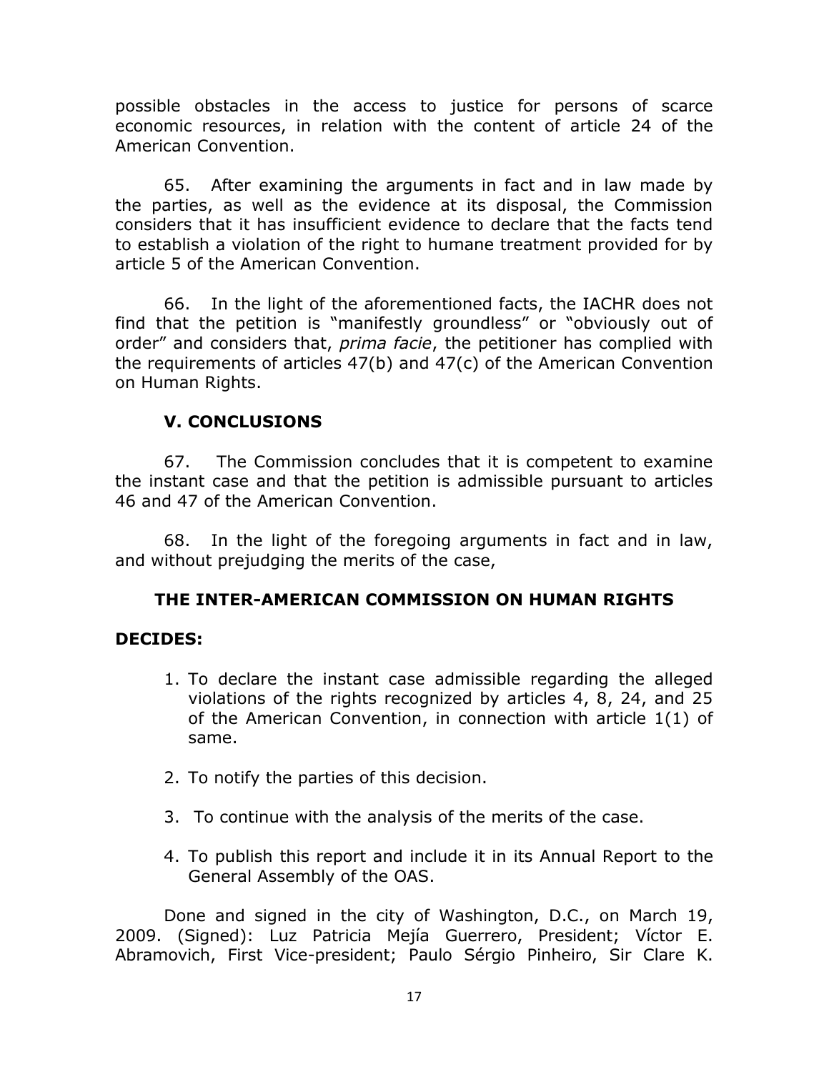possible obstacles in the access to justice for persons of scarce economic resources, in relation with the content of article 24 of the American Convention.

65. After examining the arguments in fact and in law made by the parties, as well as the evidence at its disposal, the Commission considers that it has insufficient evidence to declare that the facts tend to establish a violation of the right to humane treatment provided for by article 5 of the American Convention.

66. In the light of the aforementioned facts, the IACHR does not find that the petition is "manifestly groundless" or "obviously out of order" and considers that, *prima facie*, the petitioner has complied with the requirements of articles 47(b) and 47(c) of the American Convention on Human Rights.

## V. CONCLUSIONS

67. The Commission concludes that it is competent to examine the instant case and that the petition is admissible pursuant to articles 46 and 47 of the American Convention.

68. In the light of the foregoing arguments in fact and in law, and without prejudging the merits of the case,

**THE INTER-AMERICAN COMMISSION ON HUMAN RIGHTS**

**DECIDES:**

1. To declare the instant case admissible regarding the alleged violations of the rights recognized by articles 4, 8, 24, and 25 of the American Convention, in connection with article 1(1) of same.
2. To notify the parties of this decision.
3. To continue with the analysis of the merits of the case.
4. To publish this report and include it in its Annual Report to the General Assembly of the OAS.

Done and signed in the city of Washington, D.C., on March 19, 2009. (Signed): Luz Patricia Mejía Guerrero, President; Víctor E. Abramovich, First Vice-president; Paulo Sérgio Pinheiro, Sir Clare K.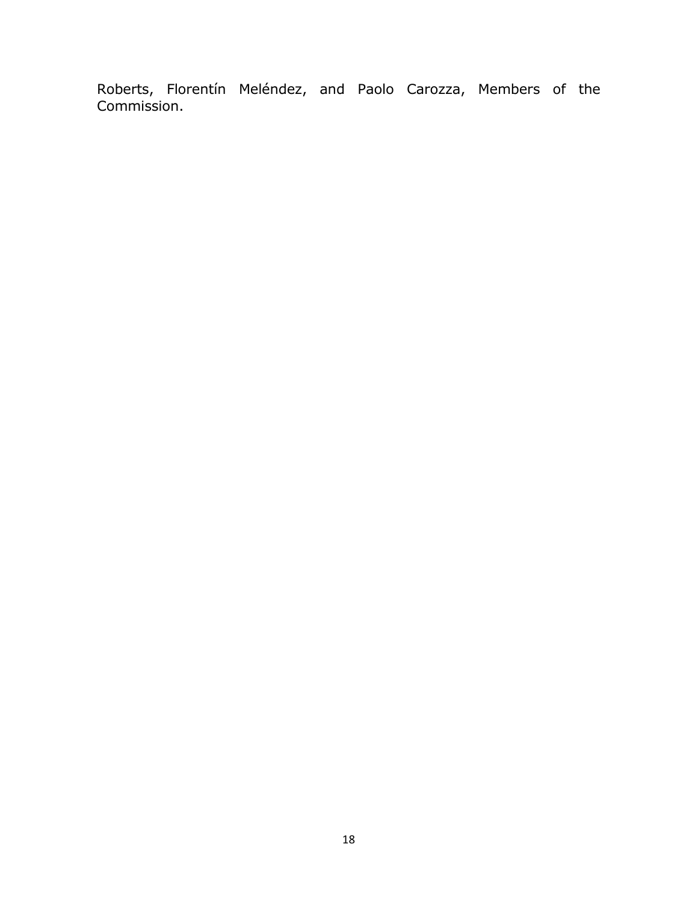Roberts, Florentín Meléndez, and Paolo Carozza, Members of the Commission.